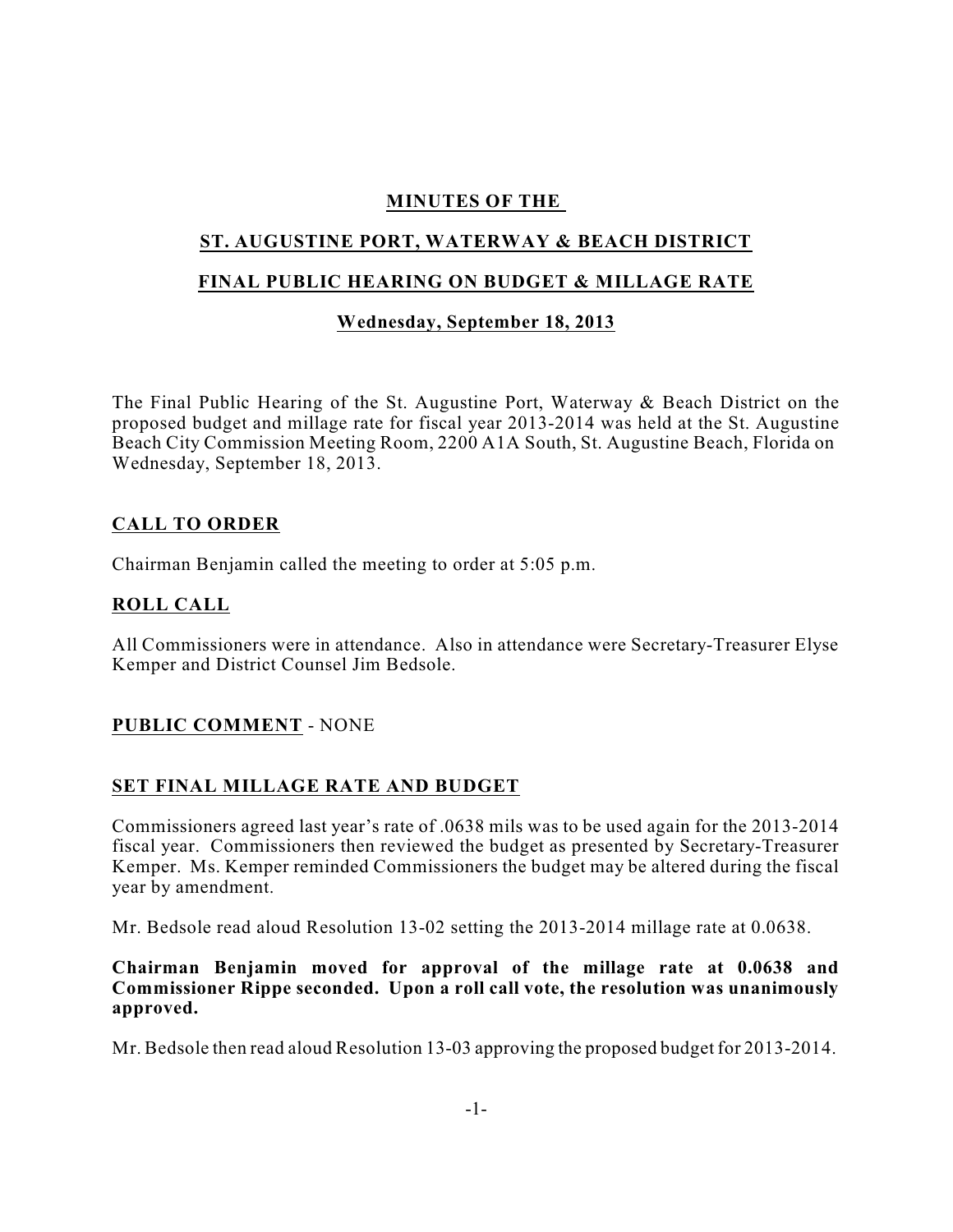# MINUTES OF THE

# ST. AUGUSTINE PORT, WATERWAY & BEACH DISTRICT

# FINAL PUBLIC HEARING ON BUDGET & MILLAGE RATE

## Wednesday, September 18, 2013

The Final Public Hearing of the St. Augustine Port, Waterway & Beach District on the proposed budget and millage rate for fiscal year 2013-2014 was held at the St. Augustine Beach City Commission Meeting Room, 2200 A1A South, St. Augustine Beach, Florida on Wednesday, September 18, 2013.

## CALL TO ORDER

Chairman Benjamin called the meeting to order at 5:05 p.m.

## ROLL CALL

All Commissioners were in attendance. Also in attendance were Secretary-Treasurer Elyse Kemper and District Counsel Jim Bedsole.

## PUBLIC COMMENT - NONE

## SET FINAL MILLAGE RATE AND BUDGET

Commissioners agreed last year's rate of .0638 mils was to be used again for the 2013-2014 fiscal year. Commissioners then reviewed the budget as presented by Secretary-Treasurer Kemper. Ms. Kemper reminded Commissioners the budget may be altered during the fiscal year by amendment.

Mr. Bedsole read aloud Resolution 13-02 setting the 2013-2014 millage rate at 0.0638.

**Chairman Benjamin moved for approval of the millage rate at 0.0638 and Commissioner Rippe seconded. Upon a roll call vote, the resolution was unanimously approved.**

Mr. Bedsole then read aloud Resolution 13-03 approving the proposed budget for 2013-2014.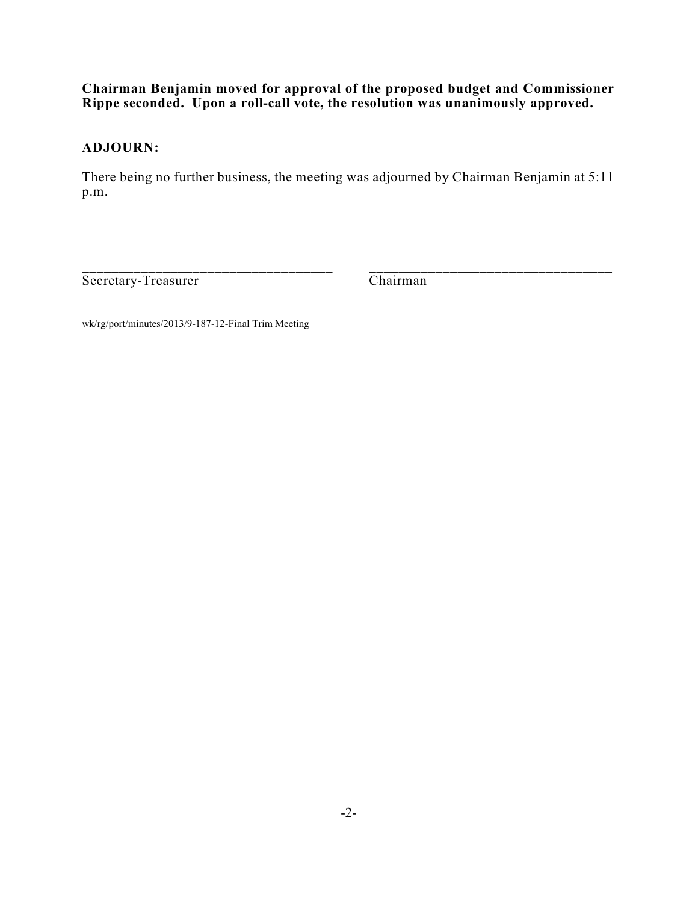**Chairman Benjamin moved for approval of the proposed budget and Commissioner Rippe seconded. Upon a roll-call vote, the resolution was unanimously approved.**

## ADJOURN:

There being no further business, the meeting was adjourned by Chairman Benjamin at 5:11 p.m.

\_\_\_\_\_\_\_\_\_\_\_\_\_\_\_\_\_\_\_\_\_\_\_\_\_\_\_\_\_\_\_\_\_\_\_ \_\_\_\_\_\_\_\_\_\_\_\_\_\_\_\_\_\_\_\_\_\_\_\_\_\_\_\_\_\_\_\_\_\_\_

Secretary-Treasurer Chairman

wk/rg/port/minutes/2013/9-187-12-Final Trim Meeting